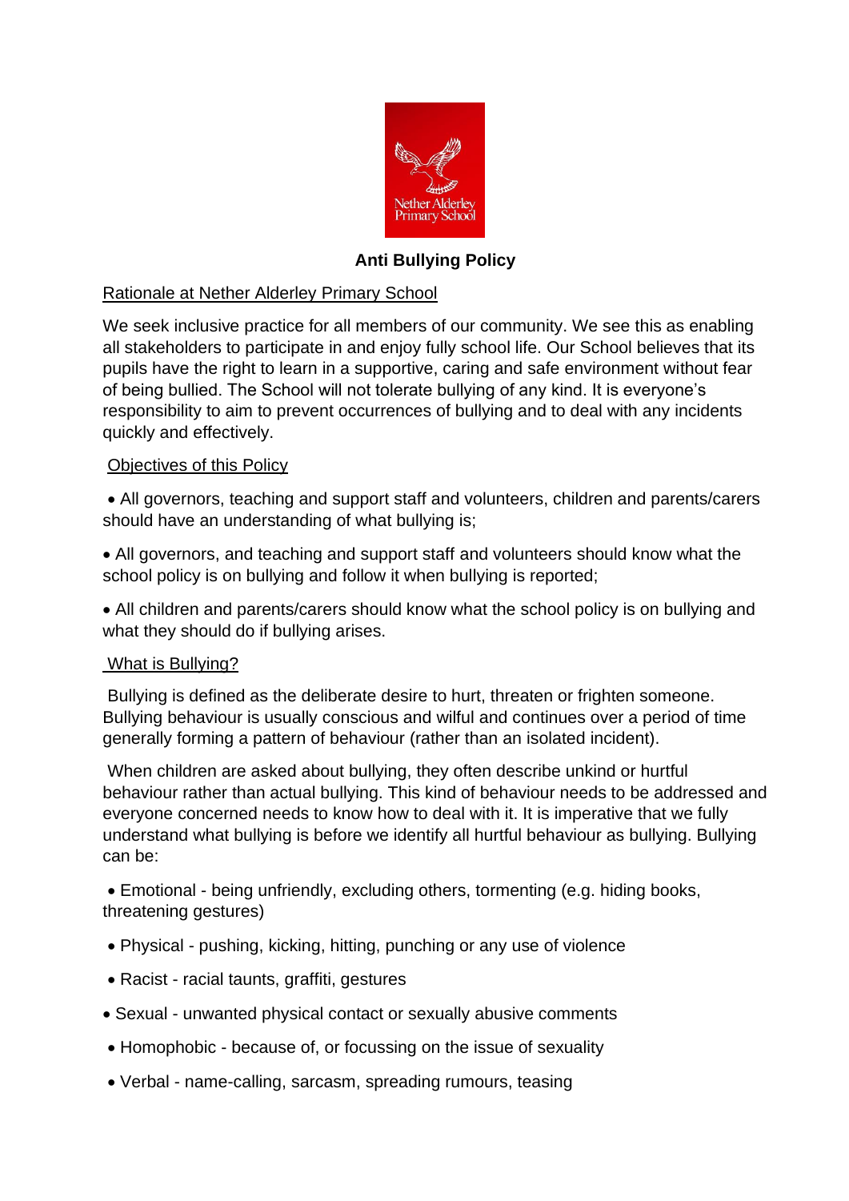# Anti Bullying Policy

## Rationale at Nether Alderley Primary School

We seek inclusive practice for all members of our community. We see this as enabling all stakeholders to participate in and enjoy fully school life. Our School believes that its pupils have the right to learn in a supportive, caring and safe environment without fear of being bullied. The School will not tolerate bullying of any kind. It is everyone's responsibility to aim to prevent occurrences of bullying and to deal with any incidents quickly and effectively.

## Objectives of this Policy

- All governors, teaching and support staff and volunteers, children and parents/carers should have an understanding of what bullying is;
- All governors, and teaching and support staff and volunteers should know what the school policy is on bullying and follow it when bullying is reported;
- All children and parents/carers should know what the school policy is on bullying and what they should do if bullying arises.

## What is Bullying?

Bullying is defined as the deliberate desire to hurt, threaten or frighten someone. Bullying behaviour is usually conscious and wilful and continues over a period of time generally forming a pattern of behaviour (rather than an isolated incident).

When children are asked about bullying, they often describe unkind or hurtful behaviour rather than actual bullying. This kind of behaviour needs to be addressed and everyone concerned needs to know how to deal with it. It is imperative that we fully understand what bullying is before we identify all hurtful behaviour as bullying. Bullying can be:

- Emotional - being unfriendly, excluding others, tormenting (e.g. hiding books, threatening gestures)
- Physical - pushing, kicking, hitting, punching or any use of violence
- Racist - racial taunts, graffiti, gestures
- Sexual - unwanted physical contact or sexually abusive comments
- Homophobic - because of, or focussing on the issue of sexuality
- Verbal - name-calling, sarcasm, spreading rumours, teasing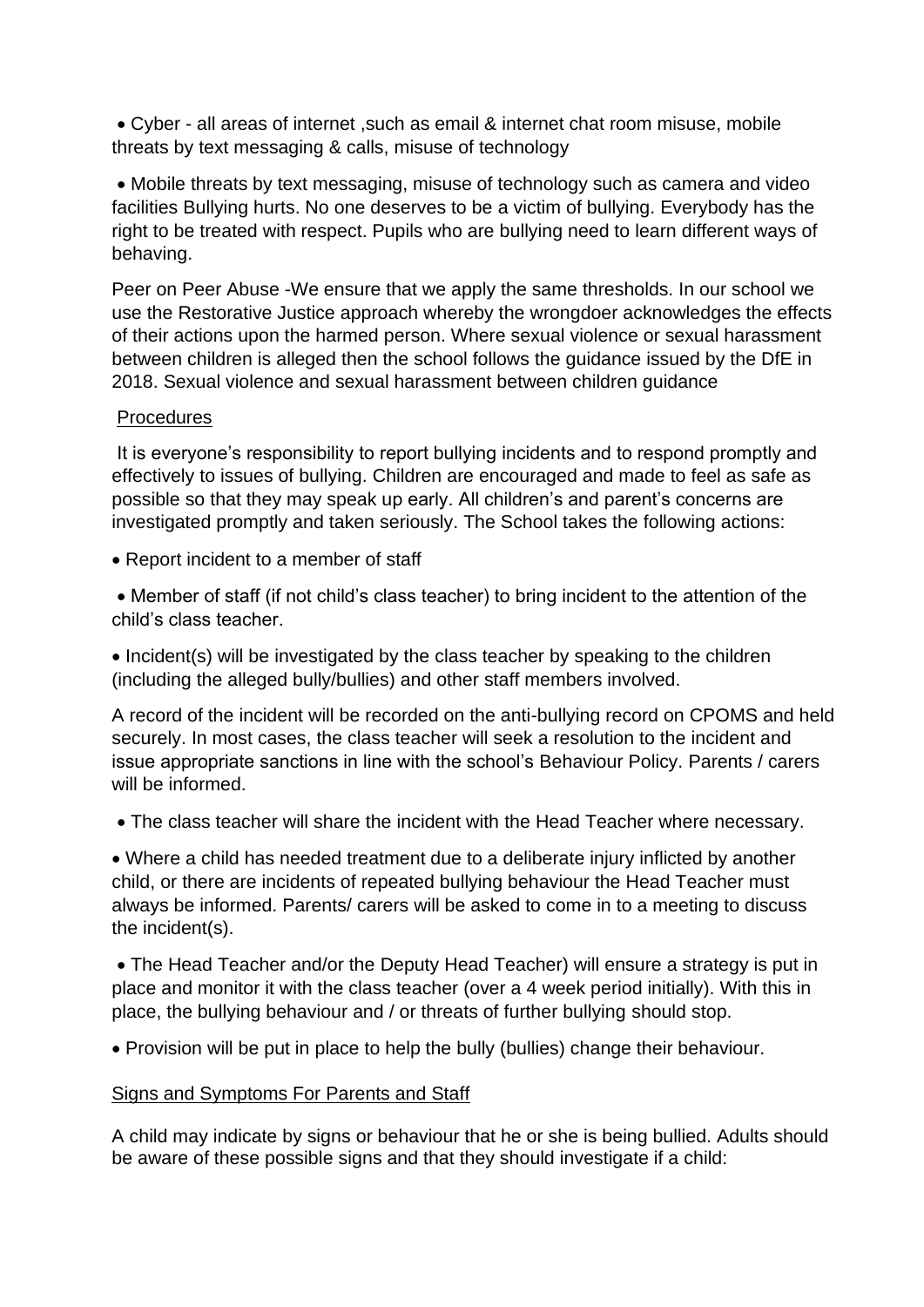- Cyber - all areas of internet ,such as email & internet chat room misuse, mobile threats by text messaging & calls, misuse of technology

- Mobile threats by text messaging, misuse of technology such as camera and video facilities Bullying hurts. No one deserves to be a victim of bullying. Everybody has the right to be treated with respect. Pupils who are bullying need to learn different ways of behaving.

Peer on Peer Abuse -We ensure that we apply the same thresholds. In our school we use the Restorative Justice approach whereby the wrongdoer acknowledges the effects of their actions upon the harmed person. Where sexual violence or sexual harassment between children is alleged then the school follows the guidance issued by the DfE in 2018. Sexual violence and sexual harassment between children guidance

<u>Procedures</u>

It is everyone's responsibility to report bullying incidents and to respond promptly and effectively to issues of bullying. Children are encouraged and made to feel as safe as possible so that they may speak up early. All children's and parent's concerns are investigated promptly and taken seriously. The School takes the following actions:

- Report incident to a member of staff

- Member of staff (if not child's class teacher) to bring incident to the attention of the child's class teacher.

- Incident(s) will be investigated by the class teacher by speaking to the children (including the alleged bully/bullies) and other staff members involved.

A record of the incident will be recorded on the anti-bullying record on CPOMS and held securely. In most cases, the class teacher will seek a resolution to the incident and issue appropriate sanctions in line with the school's Behaviour Policy. Parents / carers will be informed.

- The class teacher will share the incident with the Head Teacher where necessary.

- Where a child has needed treatment due to a deliberate injury inflicted by another child, or there are incidents of repeated bullying behaviour the Head Teacher must always be informed. Parents/ carers will be asked to come in to a meeting to discuss the incident(s).

- The Head Teacher and/or the Deputy Head Teacher) will ensure a strategy is put in place and monitor it with the class teacher (over a 4 week period initially). With this in place, the bullying behaviour and / or threats of further bullying should stop.

- Provision will be put in place to help the bully (bullies) change their behaviour.

<u>Signs and Symptoms For Parents and Staff</u>

A child may indicate by signs or behaviour that he or she is being bullied. Adults should be aware of these possible signs and that they should investigate if a child: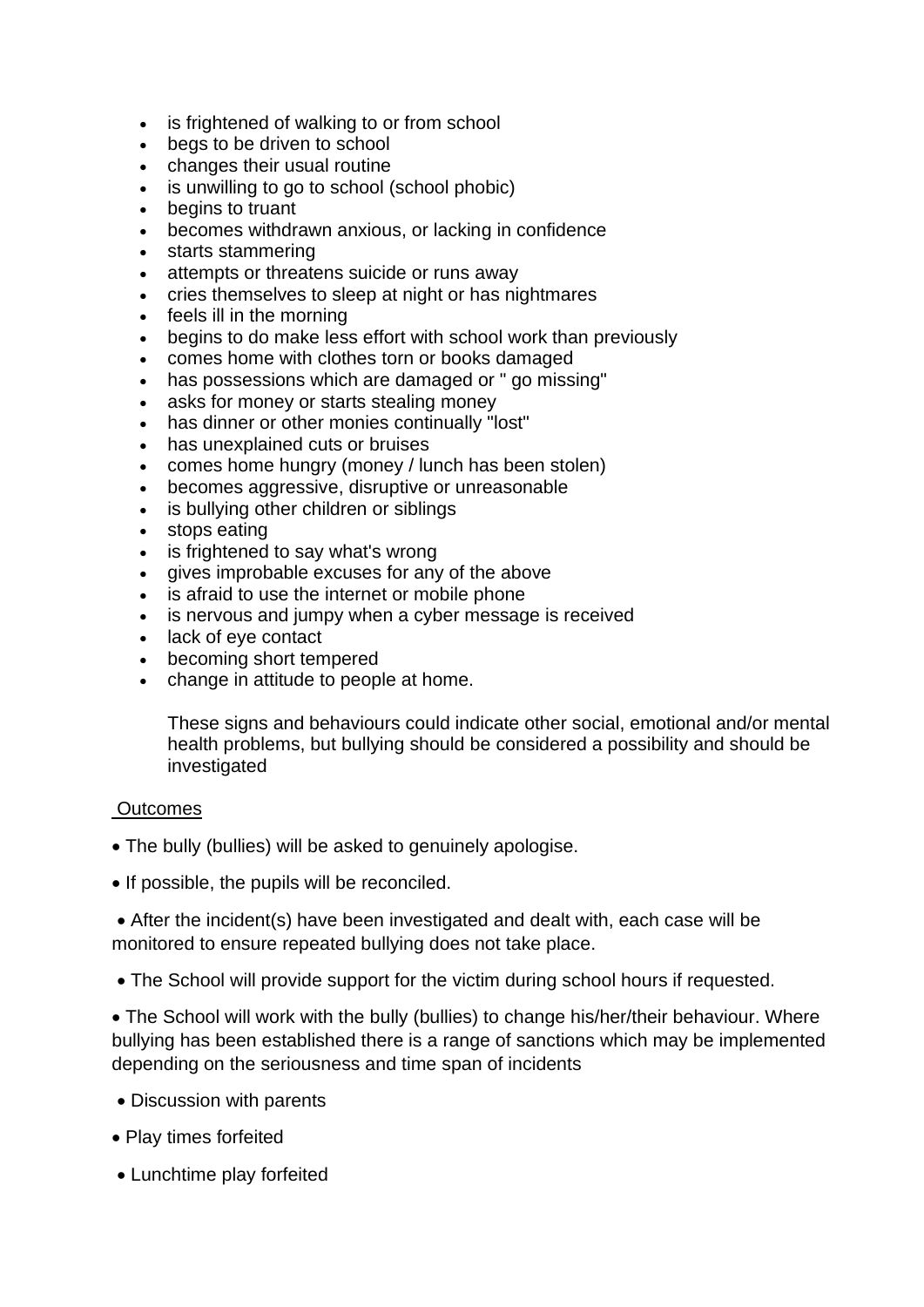- is frightened of walking to or from school
- begs to be driven to school
- changes their usual routine
- is unwilling to go to school (school phobic)
- begins to truant
- becomes withdrawn anxious, or lacking in confidence
- starts stammering
- attempts or threatens suicide or runs away
- cries themselves to sleep at night or has nightmares
- feels ill in the morning
- begins to do make less effort with school work than previously
- comes home with clothes torn or books damaged
- has possessions which are damaged or " go missing"
- asks for money or starts stealing money
- has dinner or other monies continually "lost"
- has unexplained cuts or bruises
- comes home hungry (money / lunch has been stolen)
- becomes aggressive, disruptive or unreasonable
- is bullying other children or siblings
- stops eating
- is frightened to say what's wrong
- gives improbable excuses for any of the above
- is afraid to use the internet or mobile phone
- is nervous and jumpy when a cyber message is received
- lack of eye contact
- becoming short tempered
- change in attitude to people at home.

These signs and behaviours could indicate other social, emotional and/or mental health problems, but bullying should be considered a possibility and should be investigated

<u>Outcomes</u>

- The bully (bullies) will be asked to genuinely apologise.
- If possible, the pupils will be reconciled.
- After the incident(s) have been investigated and dealt with, each case will be monitored to ensure repeated bullying does not take place.
- The School will provide support for the victim during school hours if requested.
- The School will work with the bully (bullies) to change his/her/their behaviour. Where bullying has been established there is a range of sanctions which may be implemented depending on the seriousness and time span of incidents
- Discussion with parents
- Play times forfeited
- Lunchtime play forfeited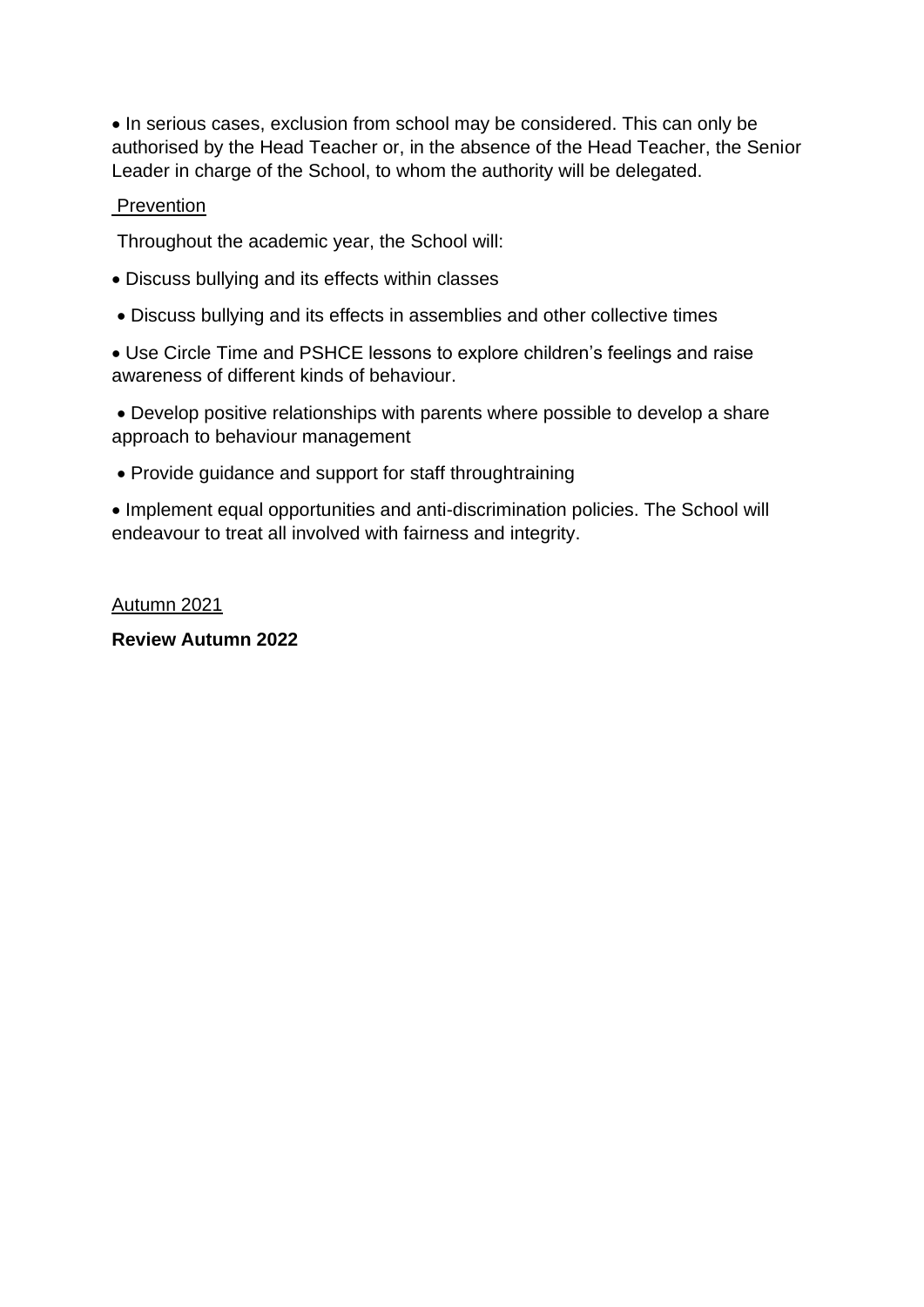- In serious cases, exclusion from school may be considered. This can only be authorised by the Head Teacher or, in the absence of the Head Teacher, the Senior Leader in charge of the School, to whom the authority will be delegated.

Prevention

Throughout the academic year, the School will:

- Discuss bullying and its effects within classes
- Discuss bullying and its effects in assemblies and other collective times
- Use Circle Time and PSHCE lessons to explore children's feelings and raise awareness of different kinds of behaviour.
- Develop positive relationships with parents where possible to develop a share approach to behaviour management
- Provide guidance and support for staff throughtraining
- Implement equal opportunities and anti-discrimination policies. The School will endeavour to treat all involved with fairness and integrity.

Autumn 2021

**Review Autumn 2022**